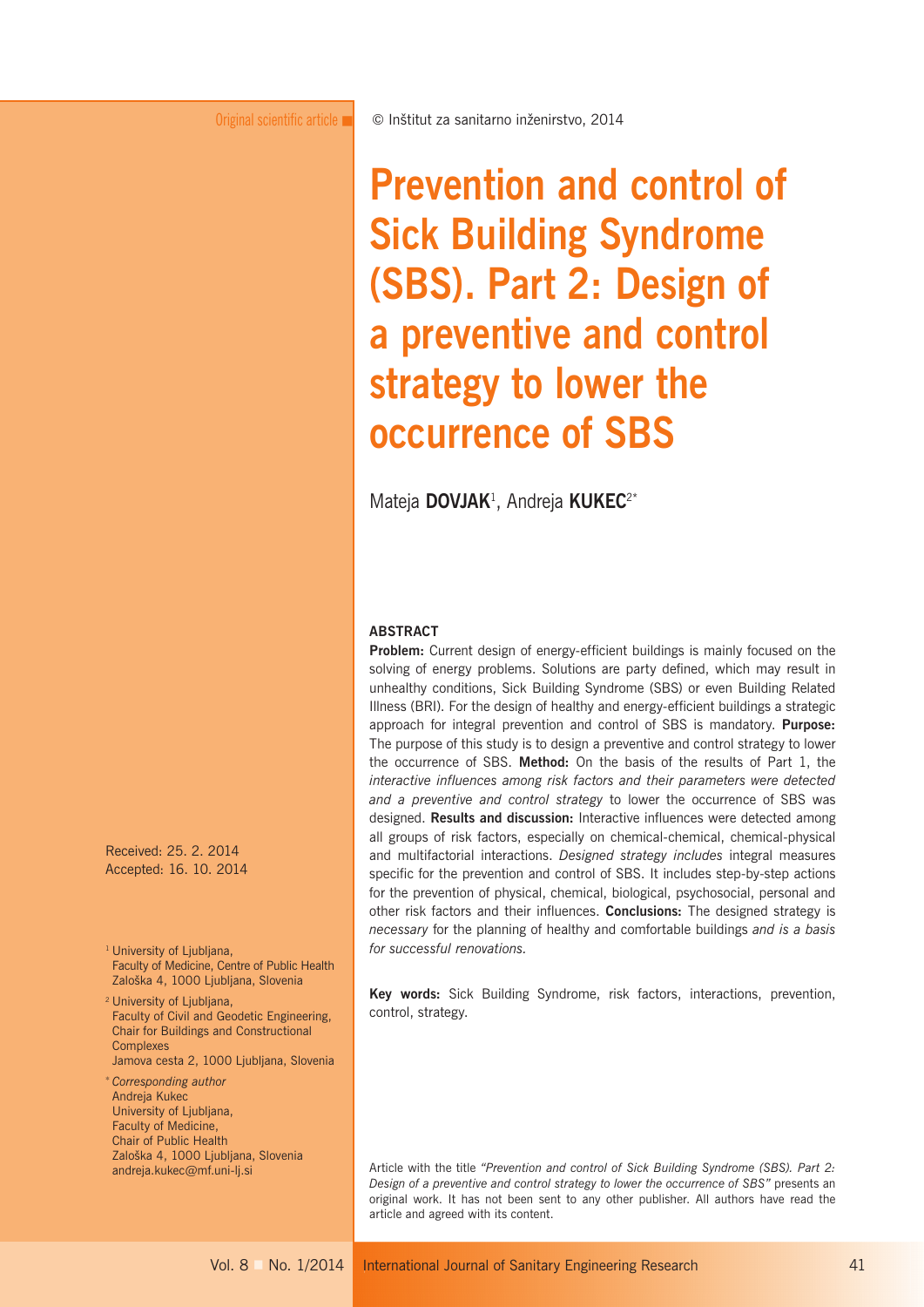Original scientific article

© Inštitut za sanitarno inženirstvo, 2014

# Prevention and control of Sick Building Syndrome (SBS). Part 2: Design of a preventive and control strategy to lower the occurrence of SBS

Mateja **DOVJAK**[1], Andreja **KUKEC**[2*]

## ABSTRACT

**Problem:** Current design of energy-efficient buildings is mainly focused on the solving of energy problems. Solutions are party defined, which may result in unhealthy conditions, Sick Building Syndrome (SBS) or even Building Related Illness (BRI). For the design of healthy and energy-efficient buildings a strategic approach for integral prevention and control of SBS is mandatory. **Purpose:** The purpose of this study is to design a preventive and control strategy to lower the occurrence of SBS. **Method:** On the basis of the results of Part 1, the *interactive influences among risk factors and their parameters were detected and a preventive and control strategy* to lower the occurrence of SBS was designed. **Results and discussion:** Interactive influences were detected among all groups of risk factors, especially on chemical-chemical, chemical-physical and multifactorial interactions. *Designed strategy includes* integral measures specific for the prevention and control of SBS. It includes step-by-step actions for the prevention of physical, chemical, biological, psychosocial, personal and other risk factors and their influences. **Conclusions:** The designed strategy is *necessary* for the planning of healthy and comfortable buildings *and is a basis for successful renovations.*

**Key words:** Sick Building Syndrome, risk factors, interactions, prevention, control, strategy.

Received: 25. 2. 2014
Accepted: 16. 10. 2014

[1] University of Ljubljana, Faculty of Medicine, Centre of Public Health Zaloška 4, 1000 Ljubljana, Slovenia

[2] University of Ljubljana, Faculty of Civil and Geodetic Engineering, Chair for Buildings and Constructional Complexes Jamova cesta 2, 1000 Ljubljana, Slovenia

[*] *Corresponding author* Andreja Kukec University of Ljubljana, Faculty of Medicine, Chair of Public Health Zaloška 4, 1000 Ljubljana, Slovenia andreja.kukec@mf.uni-lj.si

Article with the title *"Prevention and control of Sick Building Syndrome (SBS). Part 2: Design of a preventive and control strategy to lower the occurrence of SBS"* presents an original work. It has not been sent to any other publisher. All authors have read the article and agreed with its content.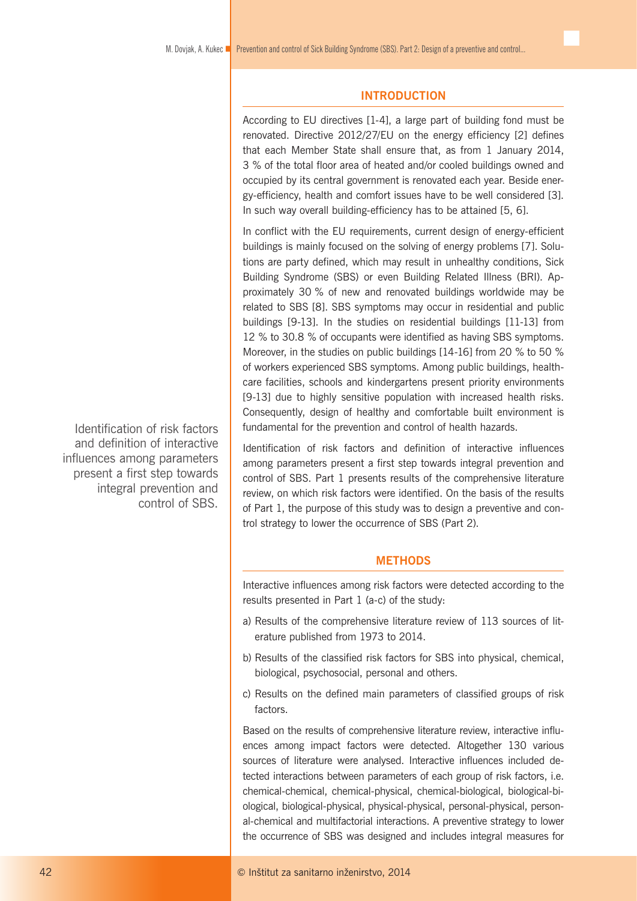## INTRODUCTION

According to EU directives [1-4], a large part of building fond must be renovated. Directive 2012/27/EU on the energy efficiency [2] defines that each Member State shall ensure that, as from 1 January 2014, 3 % of the total floor area of heated and/or cooled buildings owned and occupied by its central government is renovated each year. Beside energy-efficiency, health and comfort issues have to be well considered [3]. In such way overall building-efficiency has to be attained [5, 6].

In conflict with the EU requirements, current design of energy-efficient buildings is mainly focused on the solving of energy problems [7]. Solutions are party defined, which may result in unhealthy conditions, Sick Building Syndrome (SBS) or even Building Related Illness (BRI). Approximately 30 % of new and renovated buildings worldwide may be related to SBS [8]. SBS symptoms may occur in residential and public buildings [9-13]. In the studies on residential buildings [11-13] from 12 % to 30.8 % of occupants were identified as having SBS symptoms. Moreover, in the studies on public buildings [14-16] from 20 % to 50 % of workers experienced SBS symptoms. Among public buildings, healthcare facilities, schools and kindergartens present priority environments [9-13] due to highly sensitive population with increased health risks. Consequently, design of healthy and comfortable built environment is fundamental for the prevention and control of health hazards.

> Identification of risk factors and definition of interactive influences among parameters present a first step towards integral prevention and control of SBS.

Identification of risk factors and definition of interactive influences among parameters present a first step towards integral prevention and control of SBS. Part 1 presents results of the comprehensive literature review, on which risk factors were identified. On the basis of the results of Part 1, the purpose of this study was to design a preventive and control strategy to lower the occurrence of SBS (Part 2).

## METHODS

Interactive influences among risk factors were detected according to the results presented in Part 1 (a-c) of the study:

a) Results of the comprehensive literature review of 113 sources of literature published from 1973 to 2014.

b) Results of the classified risk factors for SBS into physical, chemical, biological, psychosocial, personal and others.

c) Results on the defined main parameters of classified groups of risk factors.

Based on the results of comprehensive literature review, interactive influences among impact factors were detected. Altogether 130 various sources of literature were analysed. Interactive influences included detected interactions between parameters of each group of risk factors, i.e. chemical-chemical, chemical-physical, chemical-biological, biological-biological, biological-physical, physical-physical, personal-physical, personal-chemical and multifactorial interactions. A preventive strategy to lower the occurrence of SBS was designed and includes integral measures for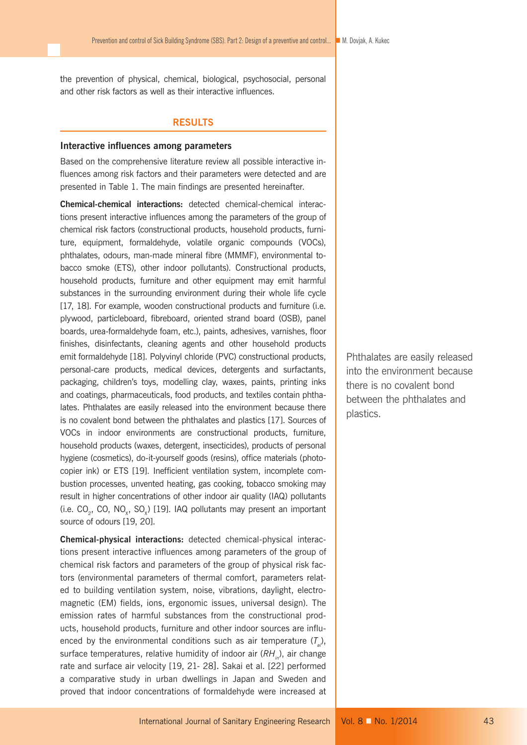the prevention of physical, chemical, biological, psychosocial, personal and other risk factors as well as their interactive influences.

## RESULTS

### Interactive influences among parameters

Based on the comprehensive literature review all possible interactive influences among risk factors and their parameters were detected and are presented in Table 1. The main findings are presented hereinafter.

**Chemical-chemical interactions:** detected chemical-chemical interactions present interactive influences among the parameters of the group of chemical risk factors (constructional products, household products, furniture, equipment, formaldehyde, volatile organic compounds (VOCs), phthalates, odours, man-made mineral fibre (MMMF), environmental tobacco smoke (ETS), other indoor pollutants). Constructional products, household products, furniture and other equipment may emit harmful substances in the surrounding environment during their whole life cycle [17, 18]. For example, wooden constructional products and furniture (i.e. plywood, particleboard, fibreboard, oriented strand board (OSB), panel boards, urea-formaldehyde foam, etc.), paints, adhesives, varnishes, floor finishes, disinfectants, cleaning agents and other household products emit formaldehyde [18]. Polyvinyl chloride (PVC) constructional products, personal-care products, medical devices, detergents and surfactants, packaging, children's toys, modelling clay, waxes, paints, printing inks and coatings, pharmaceuticals, food products, and textiles contain phthalates. Phthalates are easily released into the environment because there is no covalent bond between the phthalates and plastics [17]. Sources of VOCs in indoor environments are constructional products, furniture, household products (waxes, detergent, insecticides), products of personal hygiene (cosmetics), do-it-yourself goods (resins), office materials (photocopier ink) or ETS [19]. Inefficient ventilation system, incomplete combustion processes, unvented heating, gas cooking, tobacco smoking may result in higher concentrations of other indoor air quality (IAQ) pollutants (i.e. $CO_2$, CO, $NO_x$, $SO_x$) [19]. IAQ pollutants may present an important source of odours [19, 20].

Phthalates are easily released into the environment because there is no covalent bond between the phthalates and plastics.

**Chemical-physical interactions:** detected chemical-physical interactions present interactive influences among parameters of the group of chemical risk factors and parameters of the group of physical risk factors (environmental parameters of thermal comfort, parameters related to building ventilation system, noise, vibrations, daylight, electromagnetic (EM) fields, ions, ergonomic issues, universal design). The emission rates of harmful substances from the constructional products, household products, furniture and other indoor sources are influenced by the environmental conditions such as air temperature ($T_{ai}$), surface temperatures, relative humidity of indoor air ($RH_{in}$), air change rate and surface air velocity [19, 21- 28]. Sakai et al. [22] performed a comparative study in urban dwellings in Japan and Sweden and proved that indoor concentrations of formaldehyde were increased at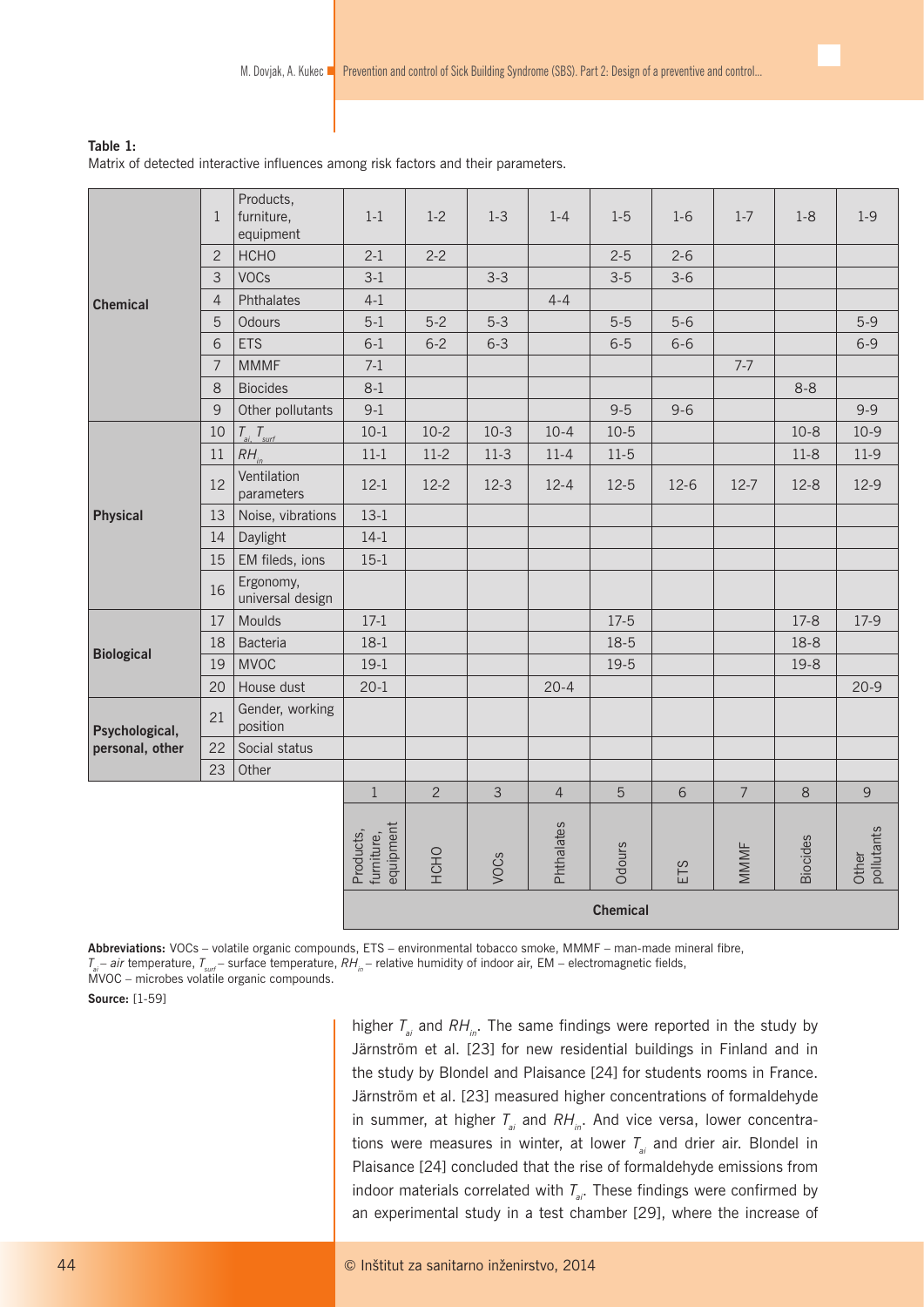**Table 1:**
Matrix of detected interactive influences among risk factors and their parameters.

| | | | 1 | 2 | 3 | 4 | 5 | 6 | 7 | 8 | 9 |
|---|---|---|---|---|---|---|---|---|---|---|---|
| | | | Products, furniture, equipment | HCHO | VOCs | Phthalates | Odours | ETS | MMMF | Biocides | Other pollutants |
| **Chemical** | 1 | Products, furniture, equipment | 1-1 | 1-2 | 1-3 | 1-4 | 1-5 | 1-6 | 1-7 | 1-8 | 1-9 |
| | 2 | HCHO | 2-1 | 2-2 | | | 2-5 | 2-6 | | | |
| | 3 | VOCs | 3-1 | | 3-3 | | 3-5 | 3-6 | | | |
| | 4 | Phthalates | 4-1 | | | 4-4 | | | | | |
| | 5 | Odours | 5-1 | 5-2 | 5-3 | | 5-5 | 5-6 | | | 5-9 |
| | 6 | ETS | 6-1 | 6-2 | 6-3 | | 6-5 | 6-6 | | | 6-9 |
| | 7 | MMMF | 7-1 | | | | | | 7-7 | | |
| | 8 | Biocides | 8-1 | | | | | | | 8-8 | |
| | 9 | Other pollutants | 9-1 | | | | 9-5 | 9-6 | | | 9-9 |
| **Physical** | 10 | $T_{ai}$, $T_{surf}$ | 10-1 | 10-2 | 10-3 | 10-4 | 10-5 | | | 10-8 | 10-9 |
| | 11 | $RH_{in}$ | 11-1 | 11-2 | 11-3 | 11-4 | 11-5 | | | 11-8 | 11-9 |
| | 12 | Ventilation parameters | 12-1 | 12-2 | 12-3 | 12-4 | 12-5 | 12-6 | 12-7 | 12-8 | 12-9 |
| | 13 | Noise, vibrations | 13-1 | | | | | | | | |
| | 14 | Daylight | 14-1 | | | | | | | | |
| | 15 | EM fileds, ions | 15-1 | | | | | | | | |
| | 16 | Ergonomy, universal design | | | | | | | | | |
| **Biological** | 17 | Moulds | 17-1 | | | | 17-5 | | | 17-8 | 17-9 |
| | 18 | Bacteria | 18-1 | | | | 18-5 | | | 18-8 | |
| | 19 | MVOC | 19-1 | | | | 19-5 | | | 19-8 | |
| | 20 | House dust | 20-1 | | | 20-4 | | | | | 20-9 |
| **Psychological, personal, other** | 21 | Gender, working position | | | | | | | | | |
| | 22 | Social status | | | | | | | | | |
| | 23 | Other | | | | | | | | | |
| | | | **Chemical** | | | | | | | | |

**Abbreviations:** VOCs – volatile organic compounds, ETS – environmental tobacco smoke, MMMF – man-made mineral fibre, $T_{ai}$ – *air* temperature, $T_{surf}$ – surface temperature, $RH_{in}$ – relative humidity of indoor air, EM – electromagnetic fields, MVOC – microbes volatile organic compounds.

**Source:** [1-59]

higher $T_{ai}$ and $RH_{in}$. The same findings were reported in the study by Järnström et al. [23] for new residential buildings in Finland and in the study by Blondel and Plaisance [24] for students rooms in France. Järnström et al. [23] measured higher concentrations of formaldehyde in summer, at higher $T_{ai}$ and $RH_{in}$. And vice versa, lower concentrations were measures in winter, at lower $T_{ai}$ and drier air. Blondel in Plaisance [24] concluded that the rise of formaldehyde emissions from indoor materials correlated with $T_{ai}$. These findings were confirmed by an experimental study in a test chamber [29], where the increase of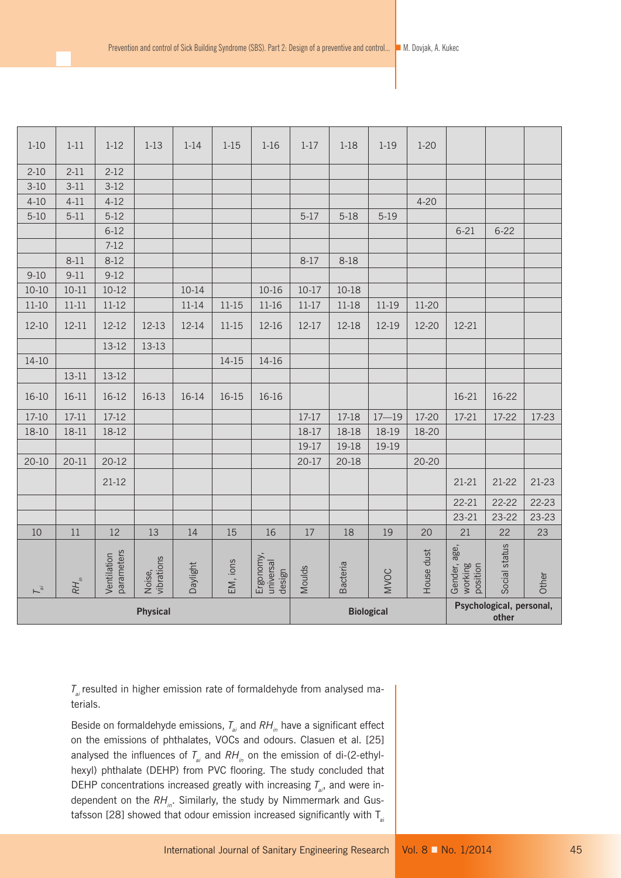| 1-10 | 1-11 | 1-12 | 1-13 | 1-14 | 1-15 | 1-16 | 1-17 | 1-18 | 1-19 | 1-20 | | | |
|---|---|---|---|---|---|---|---|---|---|---|---|---|---|
| 2-10 | 2-11 | 2-12 | | | | | | | | | | | |
| 3-10 | 3-11 | 3-12 | | | | | | | | | | | |
| 4-10 | 4-11 | 4-12 | | | | | | | | 4-20 | | | |
| 5-10 | 5-11 | 5-12 | | | | | 5-17 | 5-18 | 5-19 | | | | |
| | | 6-12 | | | | | | | | | 6-21 | 6-22 | |
| | | 7-12 | | | | | | | | | | | |
| | 8-11 | 8-12 | | | | | 8-17 | 8-18 | | | | | |
| 9-10 | 9-11 | 9-12 | | | | | | | | | | | |
| 10-10 | 10-11 | 10-12 | | 10-14 | | 10-16 | 10-17 | 10-18 | | | | | |
| 11-10 | 11-11 | 11-12 | | 11-14 | 11-15 | 11-16 | 11-17 | 11-18 | 11-19 | 11-20 | | | |
| 12-10 | 12-11 | 12-12 | 12-13 | 12-14 | 11-15 | 12-16 | 12-17 | 12-18 | 12-19 | 12-20 | 12-21 | | |
| | | 13-12 | 13-13 | | | | | | | | | | |
| 14-10 | | | | | 14-15 | 14-16 | | | | | | | |
| | 13-11 | 13-12 | | | | | | | | | | | |
| 16-10 | 16-11 | 16-12 | 16-13 | 16-14 | 16-15 | 16-16 | | | | | 16-21 | 16-22 | |
| 17-10 | 17-11 | 17-12 | | | | | 17-17 | 17-18 | 17—19 | 17-20 | 17-21 | 17-22 | 17-23 |
| 18-10 | 18-11 | 18-12 | | | | | 18-17 | 18-18 | 18-19 | 18-20 | | | |
| | | | | | | | 19-17 | 19-18 | 19-19 | | | | |
| 20-10 | 20-11 | 20-12 | | | | | 20-17 | 20-18 | | 20-20 | | | |
| | | 21-12 | | | | | | | | | 21-21 | 21-22 | 21-23 |
| | | | | | | | | | | | 22-21 | 22-22 | 22-23 |
| | | | | | | | | | | | 23-21 | 23-22 | 23-23 |
| 10 | 11 | 12 | 13 | 14 | 15 | 16 | 17 | 18 | 19 | 20 | 21 | 22 | 23 |
| $T_{ai}$ | $RH_{in}$ | Ventilation parameters | Noise, vibrations | Daylight | EM, ions | Ergonomy, universal design | Moulds | Bacteria | MVOC | House dust | Gender, age, working position | Social status | Other |
| Physical | | | | | | | Biological | | | | Psychological, personal, other | | |

$T_{ai}$ resulted in higher emission rate of formaldehyde from analysed materials.

Beside on formaldehyde emissions, $T_{ai}$ and $RH_{in}$ have a significant effect on the emissions of phthalates, VOCs and odours. Clasuen et al. [25] analysed the influences of $T_{ai}$ and $RH_{in}$ on the emission of di-(2-ethylhexyl) phthalate (DEHP) from PVC flooring. The study concluded that DEHP concentrations increased greatly with increasing $T_{ai}$, and were independent on the $RH_{in}$. Similarly, the study by Nimmermark and Gustafsson [28] showed that odour emission increased significantly with $T_{ai}$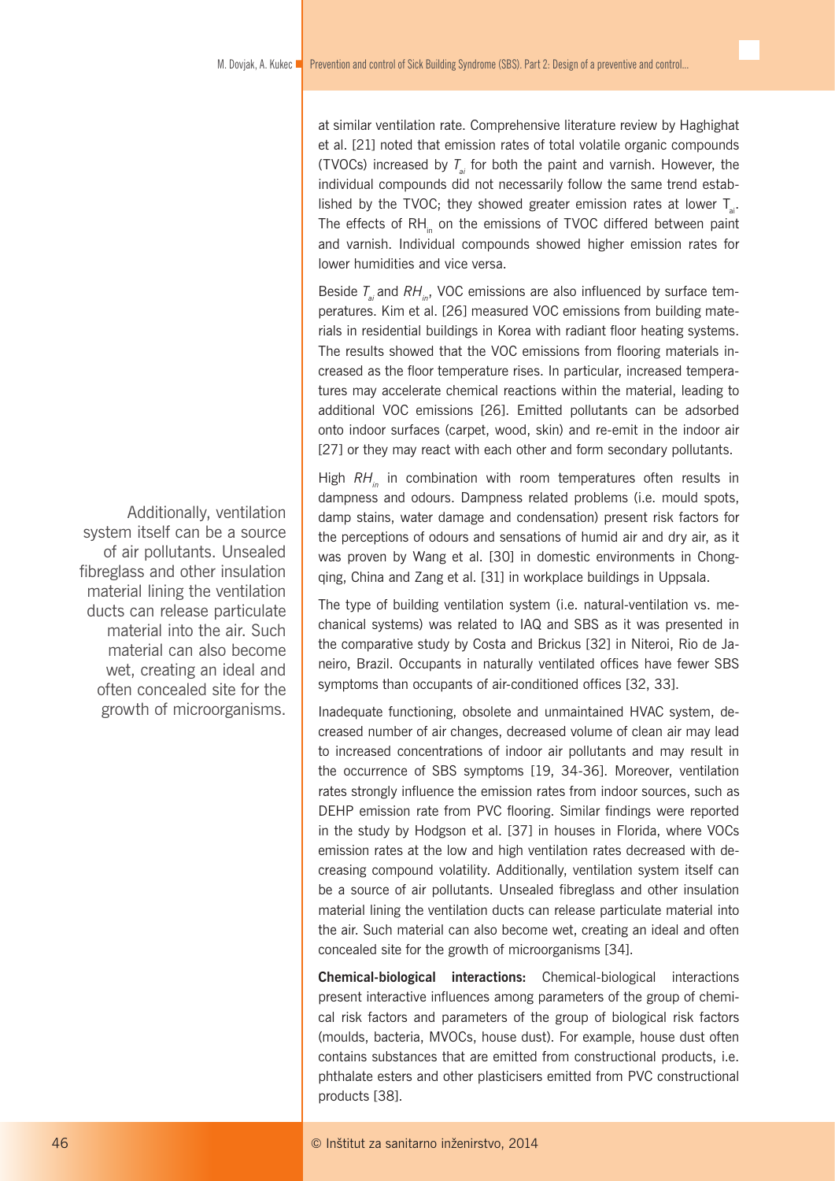at similar ventilation rate. Comprehensive literature review by Haghighat et al. [21] noted that emission rates of total volatile organic compounds (TVOCs) increased by $T_{ai}$ for both the paint and varnish. However, the individual compounds did not necessarily follow the same trend established by the TVOC; they showed greater emission rates at lower $T_{ai}$. The effects of $RH_{in}$ on the emissions of TVOC differed between paint and varnish. Individual compounds showed higher emission rates for lower humidities and vice versa.

Beside $T_{ai}$ and $RH_{in}$, VOC emissions are also influenced by surface temperatures. Kim et al. [26] measured VOC emissions from building materials in residential buildings in Korea with radiant floor heating systems. The results showed that the VOC emissions from flooring materials increased as the floor temperature rises. In particular, increased temperatures may accelerate chemical reactions within the material, leading to additional VOC emissions [26]. Emitted pollutants can be adsorbed onto indoor surfaces (carpet, wood, skin) and re-emit in the indoor air [27] or they may react with each other and form secondary pollutants.

High $RH_{in}$ in combination with room temperatures often results in dampness and odours. Dampness related problems (i.e. mould spots, damp stains, water damage and condensation) present risk factors for the perceptions of odours and sensations of humid air and dry air, as it was proven by Wang et al. [30] in domestic environments in Chongqing, China and Zang et al. [31] in workplace buildings in Uppsala.

The type of building ventilation system (i.e. natural-ventilation vs. mechanical systems) was related to IAQ and SBS as it was presented in the comparative study by Costa and Brickus [32] in Niteroi, Rio de Janeiro, Brazil. Occupants in naturally ventilated offices have fewer SBS symptoms than occupants of air-conditioned offices [32, 33].

Inadequate functioning, obsolete and unmaintained HVAC system, decreased number of air changes, decreased volume of clean air may lead to increased concentrations of indoor air pollutants and may result in the occurrence of SBS symptoms [19, 34-36]. Moreover, ventilation rates strongly influence the emission rates from indoor sources, such as DEHP emission rate from PVC flooring. Similar findings were reported in the study by Hodgson et al. [37] in houses in Florida, where VOCs emission rates at the low and high ventilation rates decreased with decreasing compound volatility. Additionally, ventilation system itself can be a source of air pollutants. Unsealed fibreglass and other insulation material lining the ventilation ducts can release particulate material into the air. Such material can also become wet, creating an ideal and often concealed site for the growth of microorganisms [34].

**Chemical-biological interactions:** Chemical-biological interactions present interactive influences among parameters of the group of chemical risk factors and parameters of the group of biological risk factors (moulds, bacteria, MVOCs, house dust). For example, house dust often contains substances that are emitted from constructional products, i.e. phthalate esters and other plasticisers emitted from PVC constructional products [38].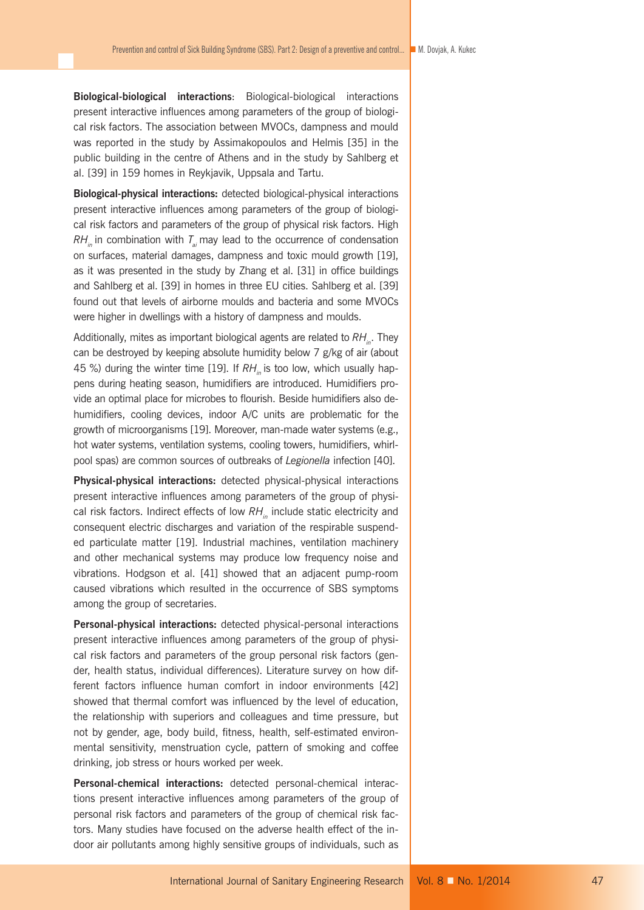**Biological-biological interactions**: Biological-biological interactions present interactive influences among parameters of the group of biological risk factors. The association between MVOCs, dampness and mould was reported in the study by Assimakopoulos and Helmis [35] in the public building in the centre of Athens and in the study by Sahlberg et al. [39] in 159 homes in Reykjavik, Uppsala and Tartu.

**Biological-physical interactions:** detected biological-physical interactions present interactive influences among parameters of the group of biological risk factors and parameters of the group of physical risk factors. High $RH_{in}$ in combination with $T_{ai}$ may lead to the occurrence of condensation on surfaces, material damages, dampness and toxic mould growth [19], as it was presented in the study by Zhang et al. [31] in office buildings and Sahlberg et al. [39] in homes in three EU cities. Sahlberg et al. [39] found out that levels of airborne moulds and bacteria and some MVOCs were higher in dwellings with a history of dampness and moulds.

Additionally, mites as important biological agents are related to $RH_{in}$. They can be destroyed by keeping absolute humidity below 7 g/kg of air (about 45 %) during the winter time [19]. If $RH_{in}$ is too low, which usually happens during heating season, humidifiers are introduced. Humidifiers provide an optimal place for microbes to flourish. Beside humidifiers also dehumidifiers, cooling devices, indoor A/C units are problematic for the growth of microorganisms [19]. Moreover, man-made water systems (e.g., hot water systems, ventilation systems, cooling towers, humidifiers, whirlpool spas) are common sources of outbreaks of *Legionella* infection [40].

**Physical-physical interactions:** detected physical-physical interactions present interactive influences among parameters of the group of physical risk factors. Indirect effects of low $RH_{in}$ include static electricity and consequent electric discharges and variation of the respirable suspended particulate matter [19]. Industrial machines, ventilation machinery and other mechanical systems may produce low frequency noise and vibrations. Hodgson et al. [41] showed that an adjacent pump-room caused vibrations which resulted in the occurrence of SBS symptoms among the group of secretaries.

**Personal-physical interactions:** detected physical-personal interactions present interactive influences among parameters of the group of physical risk factors and parameters of the group personal risk factors (gender, health status, individual differences). Literature survey on how different factors influence human comfort in indoor environments [42] showed that thermal comfort was influenced by the level of education, the relationship with superiors and colleagues and time pressure, but not by gender, age, body build, fitness, health, self-estimated environmental sensitivity, menstruation cycle, pattern of smoking and coffee drinking, job stress or hours worked per week.

**Personal-chemical interactions:** detected personal-chemical interactions present interactive influences among parameters of the group of personal risk factors and parameters of the group of chemical risk factors. Many studies have focused on the adverse health effect of the indoor air pollutants among highly sensitive groups of individuals, such as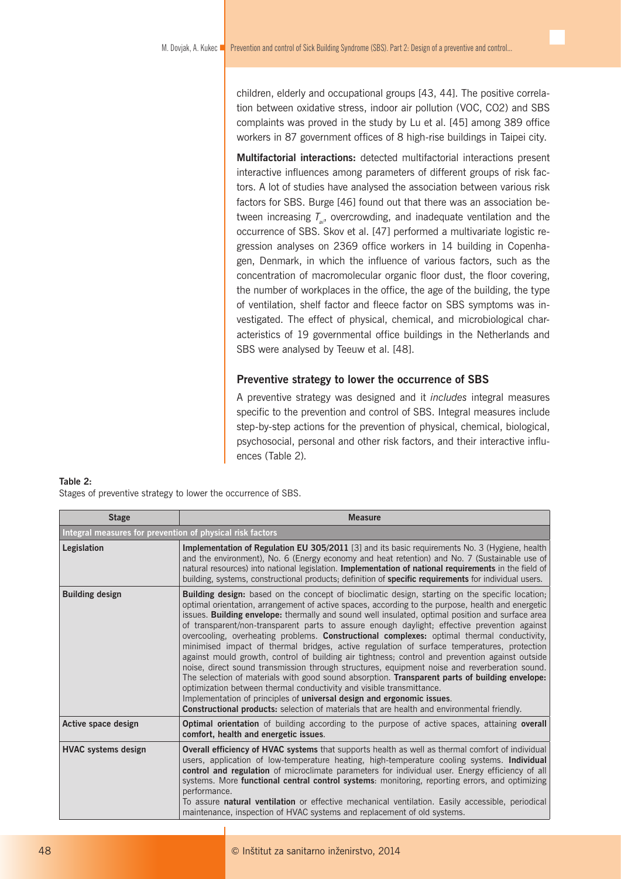children, elderly and occupational groups [43, 44]. The positive correlation between oxidative stress, indoor air pollution (VOC, CO2) and SBS complaints was proved in the study by Lu et al. [45] among 389 office workers in 87 government offices of 8 high-rise buildings in Taipei city.

**Multifactorial interactions:** detected multifactorial interactions present interactive influences among parameters of different groups of risk factors. A lot of studies have analysed the association between various risk factors for SBS. Burge [46] found out that there was an association between increasing $T_{ai}$, overcrowding, and inadequate ventilation and the occurrence of SBS. Skov et al. [47] performed a multivariate logistic regression analyses on 2369 office workers in 14 building in Copenhagen, Denmark, in which the influence of various factors, such as the concentration of macromolecular organic floor dust, the floor covering, the number of workplaces in the office, the age of the building, the type of ventilation, shelf factor and fleece factor on SBS symptoms was investigated. The effect of physical, chemical, and microbiological characteristics of 19 governmental office buildings in the Netherlands and SBS were analysed by Teeuw et al. [48].

## Preventive strategy to lower the occurrence of SBS

A preventive strategy was designed and it *includes* integral measures specific to the prevention and control of SBS. Integral measures include step-by-step actions for the prevention of physical, chemical, biological, psychosocial, personal and other risk factors, and their interactive influences (Table 2).

**Table 2:**
Stages of preventive strategy to lower the occurrence of SBS.

| Stage | Measure |
|---|---|
| **Integral measures for prevention of physical risk factors** | |
| **Legislation** | **Implementation of Regulation EU 305/2011** [3] and its basic requirements No. 3 (Hygiene, health and the environment), No. 6 (Energy economy and heat retention) and No. 7 (Sustainable use of natural resources) into national legislation. **Implementation of national requirements** in the field of building, systems, constructional products; definition of **specific requirements** for individual users. |
| **Building design** | **Building design:** based on the concept of bioclimatic design, starting on the specific location; optimal orientation, arrangement of active spaces, according to the purpose, health and energetic issues. **Building envelope:** thermally and sound well insulated, optimal position and surface area of transparent/non-transparent parts to assure enough daylight; effective prevention against overcooling, overheating problems. **Constructional complexes:** optimal thermal conductivity, minimised impact of thermal bridges, active regulation of surface temperatures, protection against mould growth, control of building air tightness; control and prevention against outside noise, direct sound transmission through structures, equipment noise and reverberation sound. The selection of materials with good sound absorption. **Transparent parts of building envelope:** optimization between thermal conductivity and visible transmittance. Implementation of principles of **universal design and ergonomic issues**. **Constructional products:** selection of materials that are health and environmental friendly. |
| **Active space design** | **Optimal orientation** of building according to the purpose of active spaces, attaining **overall comfort, health and energetic issues**. |
| **HVAC systems design** | **Overall efficiency of HVAC systems** that supports health as well as thermal comfort of individual users, application of low-temperature heating, high-temperature cooling systems. **Individual control and regulation** of microclimate parameters for individual user. Energy efficiency of all systems. More **functional central control systems**: monitoring, reporting errors, and optimizing performance. To assure **natural ventilation** or effective mechanical ventilation. Easily accessible, periodical maintenance, inspection of HVAC systems and replacement of old systems. |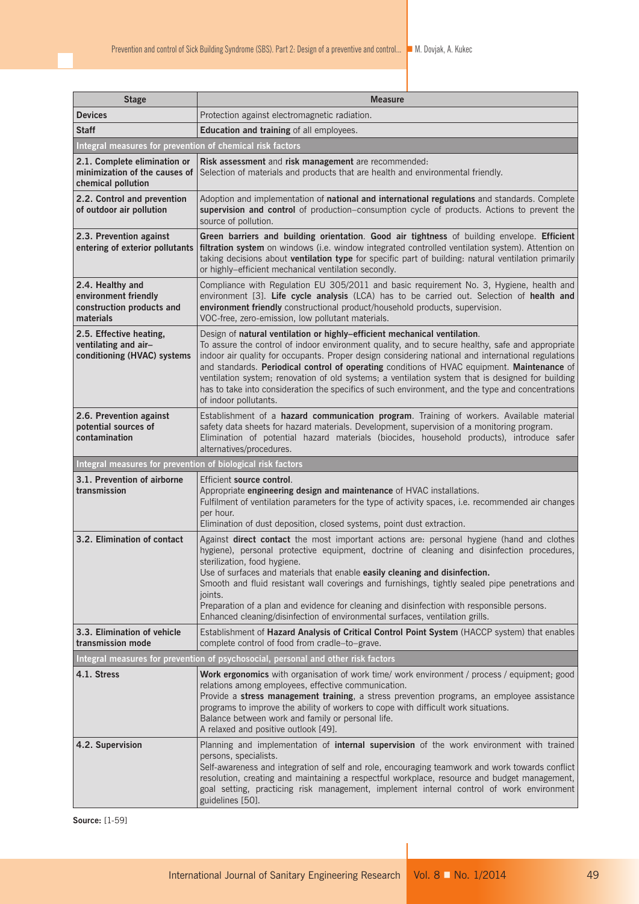| Stage | Measure |
|---|---|
| **Devices** | Protection against electromagnetic radiation. |
| **Staff** | **Education and training** of all employees. |
| **Integral measures for prevention of chemical risk factors** | |
| **2.1. Complete elimination or minimization of the causes of chemical pollution** | **Risk assessment** and **risk management** are recommended: Selection of materials and products that are health and environmental friendly. |
| **2.2. Control and prevention of outdoor air pollution** | Adoption and implementation of **national and international regulations** and standards. Complete **supervision and control** of production–consumption cycle of products. Actions to prevent the source of pollution. |
| **2.3. Prevention against entering of exterior pollutants** | **Green barriers and building orientation**. **Good air tightness** of building envelope. **Efficient filtration system** on windows (i.e. window integrated controlled ventilation system). Attention on taking decisions about **ventilation type** for specific part of building: natural ventilation primarily or highly–efficient mechanical ventilation secondly. |
| **2.4. Healthy and environment friendly construction products and materials** | Compliance with Regulation EU 305/2011 and basic requirement No. 3, Hygiene, health and environment [3]. **Life cycle analysis** (LCA) has to be carried out. Selection of **health and environment friendly** constructional product/household products, supervision. VOC-free, zero-emission, low pollutant materials. |
| **2.5. Effective heating, ventilating and air–conditioning (HVAC) systems** | Design of **natural ventilation or highly–efficient mechanical ventilation**. To assure the control of indoor environment quality, and to secure healthy, safe and appropriate indoor air quality for occupants. Proper design considering national and international regulations and standards. **Periodical control of operating** conditions of HVAC equipment. **Maintenance** of ventilation system; renovation of old systems; a ventilation system that is designed for building has to take into consideration the specifics of such environment, and the type and concentrations of indoor pollutants. |
| **2.6. Prevention against potential sources of contamination** | Establishment of a **hazard communication program**. Training of workers. Available material safety data sheets for hazard materials. Development, supervision of a monitoring program. Elimination of potential hazard materials (biocides, household products), introduce safer alternatives/procedures. |
| **Integral measures for prevention of biological risk factors** | |
| **3.1. Prevention of airborne transmission** | Efficient **source control**. Appropriate **engineering design and maintenance** of HVAC installations. Fulfilment of ventilation parameters for the type of activity spaces, i.e. recommended air changes per hour. Elimination of dust deposition, closed systems, point dust extraction. |
| **3.2. Elimination of contact** | Against **direct contact** the most important actions are: personal hygiene (hand and clothes hygiene), personal protective equipment, doctrine of cleaning and disinfection procedures, sterilization, food hygiene. Use of surfaces and materials that enable **easily cleaning and disinfection.** Smooth and fluid resistant wall coverings and furnishings, tightly sealed pipe penetrations and joints. Preparation of a plan and evidence for cleaning and disinfection with responsible persons. Enhanced cleaning/disinfection of environmental surfaces, ventilation grills. |
| **3.3. Elimination of vehicle transmission mode** | Establishment of **Hazard Analysis of Critical Control Point System** (HACCP system) that enables complete control of food from cradle–to–grave. |
| **Integral measures for prevention of psychosocial, personal and other risk factors** | |
| **4.1. Stress** | **Work ergonomics** with organisation of work time/ work environment / process / equipment; good relations among employees, effective communication. Provide a **stress management training**, a stress prevention programs, an employee assistance programs to improve the ability of workers to cope with difficult work situations. Balance between work and family or personal life. A relaxed and positive outlook [49]. |
| **4.2. Supervision** | Planning and implementation of **internal supervision** of the work environment with trained persons, specialists. Self-awareness and integration of self and role, encouraging teamwork and work towards conflict resolution, creating and maintaining a respectful workplace, resource and budget management, goal setting, practicing risk management, implement internal control of work environment guidelines [50]. |

**Source:** [1-59]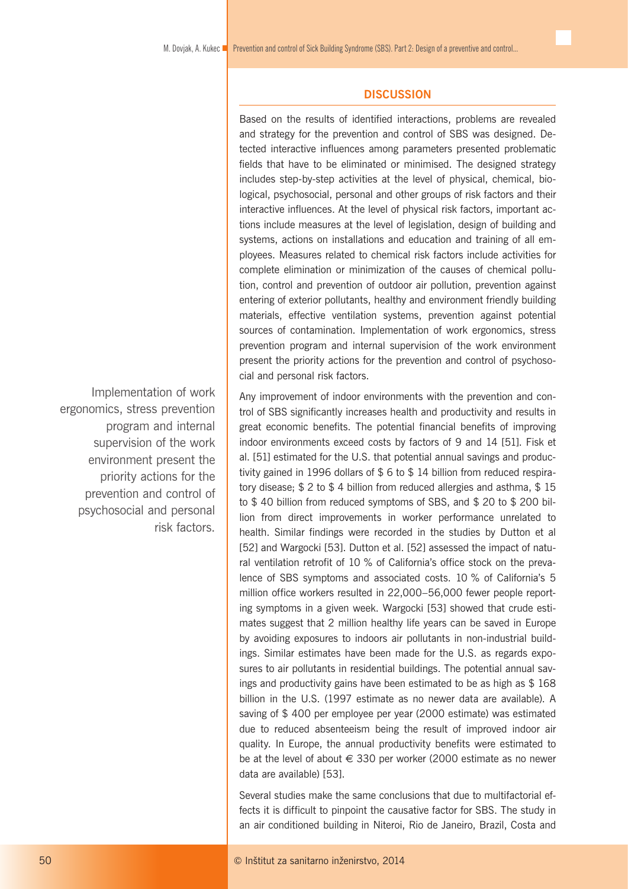## DISCUSSION

Based on the results of identified interactions, problems are revealed and strategy for the prevention and control of SBS was designed. Detected interactive influences among parameters presented problematic fields that have to be eliminated or minimised. The designed strategy includes step-by-step activities at the level of physical, chemical, biological, psychosocial, personal and other groups of risk factors and their interactive influences. At the level of physical risk factors, important actions include measures at the level of legislation, design of building and systems, actions on installations and education and training of all employees. Measures related to chemical risk factors include activities for complete elimination or minimization of the causes of chemical pollution, control and prevention of outdoor air pollution, prevention against entering of exterior pollutants, healthy and environment friendly building materials, effective ventilation systems, prevention against potential sources of contamination. Implementation of work ergonomics, stress prevention program and internal supervision of the work environment present the priority actions for the prevention and control of psychosocial and personal risk factors.

> Implementation of work ergonomics, stress prevention program and internal supervision of the work environment present the priority actions for the prevention and control of psychosocial and personal risk factors.

Any improvement of indoor environments with the prevention and control of SBS significantly increases health and productivity and results in great economic benefits. The potential financial benefits of improving indoor environments exceed costs by factors of 9 and 14 [51]. Fisk et al. [51] estimated for the U.S. that potential annual savings and productivity gained in 1996 dollars of $ 6 to $ 14 billion from reduced respiratory disease; $ 2 to $ 4 billion from reduced allergies and asthma, $ 15 to $ 40 billion from reduced symptoms of SBS, and $ 20 to $ 200 billion from direct improvements in worker performance unrelated to health. Similar findings were recorded in the studies by Dutton et al [52] and Wargocki [53]. Dutton et al. [52] assessed the impact of natural ventilation retrofit of 10 % of California's office stock on the prevalence of SBS symptoms and associated costs. 10 % of California's 5 million office workers resulted in 22,000–56,000 fewer people reporting symptoms in a given week. Wargocki [53] showed that crude estimates suggest that 2 million healthy life years can be saved in Europe by avoiding exposures to indoors air pollutants in non-industrial buildings. Similar estimates have been made for the U.S. as regards exposures to air pollutants in residential buildings. The potential annual savings and productivity gains have been estimated to be as high as $ 168 billion in the U.S. (1997 estimate as no newer data are available). A saving of $ 400 per employee per year (2000 estimate) was estimated due to reduced absenteeism being the result of improved indoor air quality. In Europe, the annual productivity benefits were estimated to be at the level of about € 330 per worker (2000 estimate as no newer data are available) [53].

Several studies make the same conclusions that due to multifactorial effects it is difficult to pinpoint the causative factor for SBS. The study in an air conditioned building in Niteroi, Rio de Janeiro, Brazil, Costa and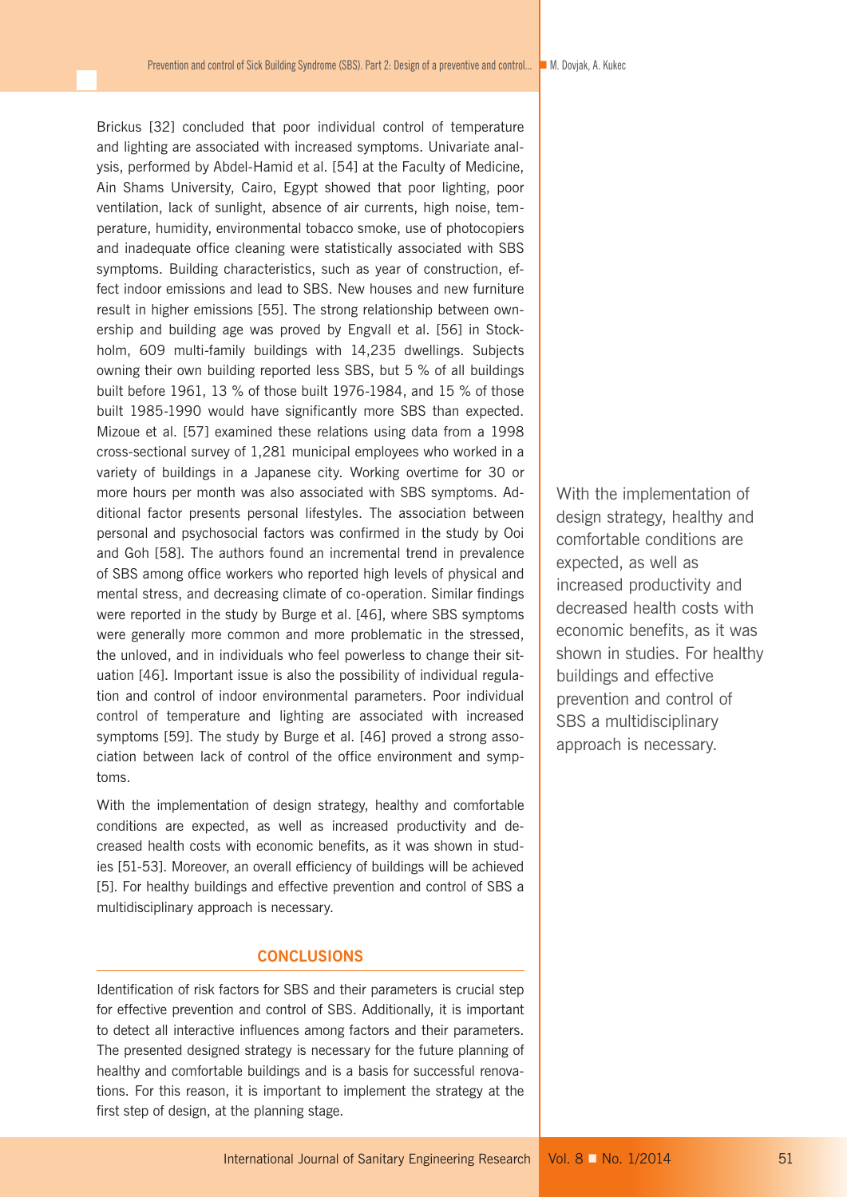Brickus [32] concluded that poor individual control of temperature and lighting are associated with increased symptoms. Univariate analysis, performed by Abdel-Hamid et al. [54] at the Faculty of Medicine, Ain Shams University, Cairo, Egypt showed that poor lighting, poor ventilation, lack of sunlight, absence of air currents, high noise, temperature, humidity, environmental tobacco smoke, use of photocopiers and inadequate office cleaning were statistically associated with SBS symptoms. Building characteristics, such as year of construction, effect indoor emissions and lead to SBS. New houses and new furniture result in higher emissions [55]. The strong relationship between ownership and building age was proved by Engvall et al. [56] in Stockholm, 609 multi-family buildings with 14,235 dwellings. Subjects owning their own building reported less SBS, but 5 % of all buildings built before 1961, 13 % of those built 1976-1984, and 15 % of those built 1985-1990 would have significantly more SBS than expected. Mizoue et al. [57] examined these relations using data from a 1998 cross-sectional survey of 1,281 municipal employees who worked in a variety of buildings in a Japanese city. Working overtime for 30 or more hours per month was also associated with SBS symptoms. Additional factor presents personal lifestyles. The association between personal and psychosocial factors was confirmed in the study by Ooi and Goh [58]. The authors found an incremental trend in prevalence of SBS among office workers who reported high levels of physical and mental stress, and decreasing climate of co-operation. Similar findings were reported in the study by Burge et al. [46], where SBS symptoms were generally more common and more problematic in the stressed, the unloved, and in individuals who feel powerless to change their situation [46]. Important issue is also the possibility of individual regulation and control of indoor environmental parameters. Poor individual control of temperature and lighting are associated with increased symptoms [59]. The study by Burge et al. [46] proved a strong association between lack of control of the office environment and symptoms.

With the implementation of design strategy, healthy and comfortable conditions are expected, as well as increased productivity and decreased health costs with economic benefits, as it was shown in studies [51-53]. Moreover, an overall efficiency of buildings will be achieved [5]. For healthy buildings and effective prevention and control of SBS a multidisciplinary approach is necessary.

> With the implementation of design strategy, healthy and comfortable conditions are expected, as well as increased productivity and decreased health costs with economic benefits, as it was shown in studies. For healthy buildings and effective prevention and control of SBS a multidisciplinary approach is necessary.

## CONCLUSIONS

Identification of risk factors for SBS and their parameters is crucial step for effective prevention and control of SBS. Additionally, it is important to detect all interactive influences among factors and their parameters. The presented designed strategy is necessary for the future planning of healthy and comfortable buildings and is a basis for successful renovations. For this reason, it is important to implement the strategy at the first step of design, at the planning stage.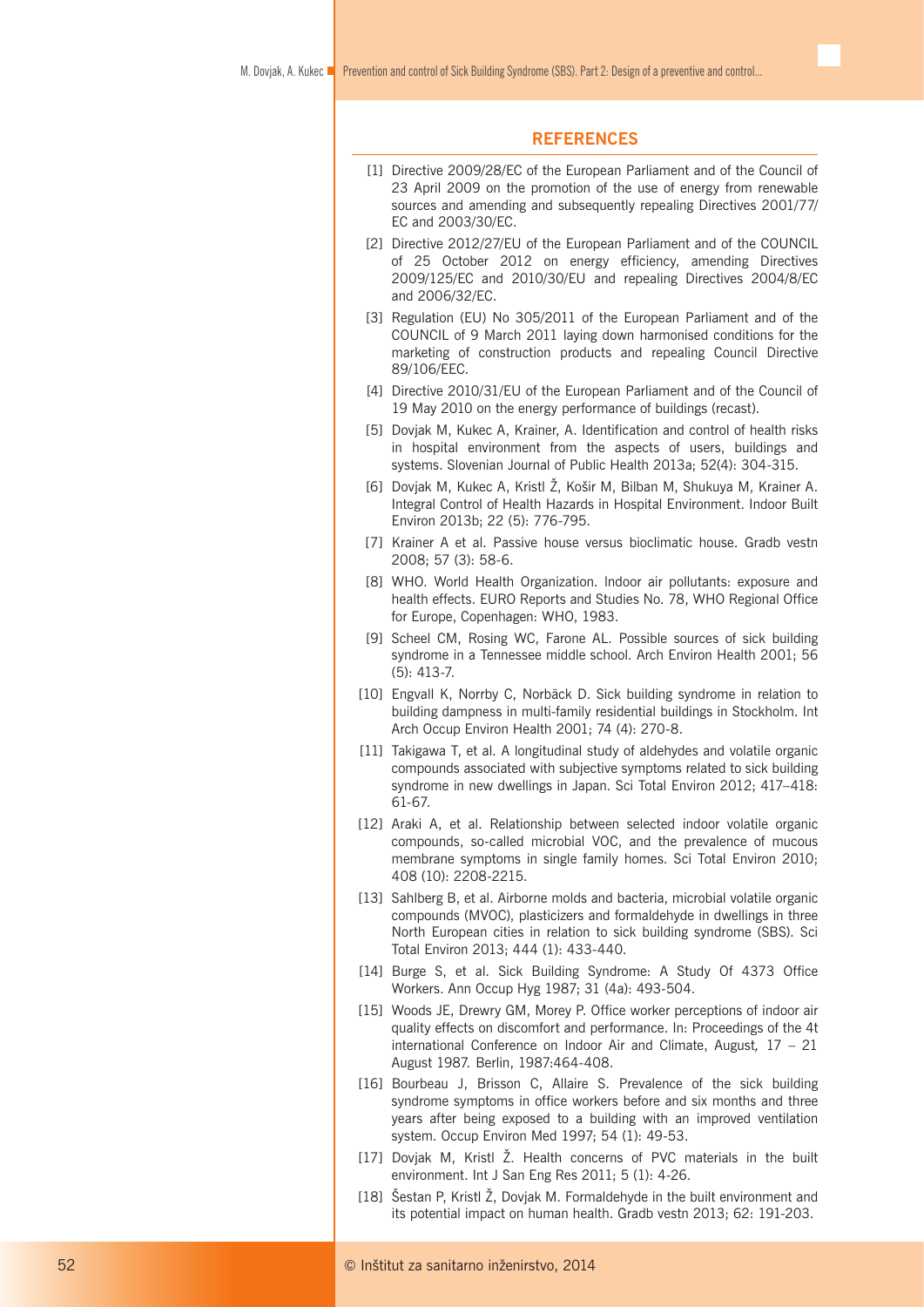## REFERENCES

[1] Directive 2009/28/EC of the European Parliament and of the Council of 23 April 2009 on the promotion of the use of energy from renewable sources and amending and subsequently repealing Directives 2001/77/EC and 2003/30/EC.

[2] Directive 2012/27/EU of the European Parliament and of the COUNCIL of 25 October 2012 on energy efficiency, amending Directives 2009/125/EC and 2010/30/EU and repealing Directives 2004/8/EC and 2006/32/EC.

[3] Regulation (EU) No 305/2011 of the European Parliament and of the COUNCIL of 9 March 2011 laying down harmonised conditions for the marketing of construction products and repealing Council Directive 89/106/EEC.

[4] Directive 2010/31/EU of the European Parliament and of the Council of 19 May 2010 on the energy performance of buildings (recast).

[5] Dovjak M, Kukec A, Krainer, A. Identification and control of health risks in hospital environment from the aspects of users, buildings and systems. Slovenian Journal of Public Health 2013a; 52(4): 304-315.

[6] Dovjak M, Kukec A, Kristl Ž, Košir M, Bilban M, Shukuya M, Krainer A. Integral Control of Health Hazards in Hospital Environment. Indoor Built Environ 2013b; 22 (5): 776-795.

[7] Krainer A et al. Passive house versus bioclimatic house. Gradb vestn 2008; 57 (3): 58-6.

[8] WHO. World Health Organization. Indoor air pollutants: exposure and health effects. EURO Reports and Studies No. 78, WHO Regional Office for Europe, Copenhagen: WHO, 1983.

[9] Scheel CM, Rosing WC, Farone AL. Possible sources of sick building syndrome in a Tennessee middle school. Arch Environ Health 2001; 56 (5): 413-7.

[10] Engvall K, Norrby C, Norbäck D. Sick building syndrome in relation to building dampness in multi-family residential buildings in Stockholm. Int Arch Occup Environ Health 2001; 74 (4): 270-8.

[11] Takigawa T, et al. A longitudinal study of aldehydes and volatile organic compounds associated with subjective symptoms related to sick building syndrome in new dwellings in Japan. Sci Total Environ 2012; 417–418: 61-67.

[12] Araki A, et al. Relationship between selected indoor volatile organic compounds, so-called microbial VOC, and the prevalence of mucous membrane symptoms in single family homes. Sci Total Environ 2010; 408 (10): 2208-2215.

[13] Sahlberg B, et al. Airborne molds and bacteria, microbial volatile organic compounds (MVOC), plasticizers and formaldehyde in dwellings in three North European cities in relation to sick building syndrome (SBS). Sci Total Environ 2013; 444 (1): 433-440.

[14] Burge S, et al. Sick Building Syndrome: A Study Of 4373 Office Workers. Ann Occup Hyg 1987; 31 (4a): 493-504.

[15] Woods JE, Drewry GM, Morey P. Office worker perceptions of indoor air quality effects on discomfort and performance. In: Proceedings of the 4t international Conference on Indoor Air and Climate, August, 17 – 21 August 1987. Berlin, 1987:464-408.

[16] Bourbeau J, Brisson C, Allaire S. Prevalence of the sick building syndrome symptoms in office workers before and six months and three years after being exposed to a building with an improved ventilation system. Occup Environ Med 1997; 54 (1): 49-53.

[17] Dovjak M, Kristl Ž. Health concerns of PVC materials in the built environment. Int J San Eng Res 2011; 5 (1): 4-26.

[18] Šestan P, Kristl Ž, Dovjak M. Formaldehyde in the built environment and its potential impact on human health. Gradb vestn 2013; 62: 191-203.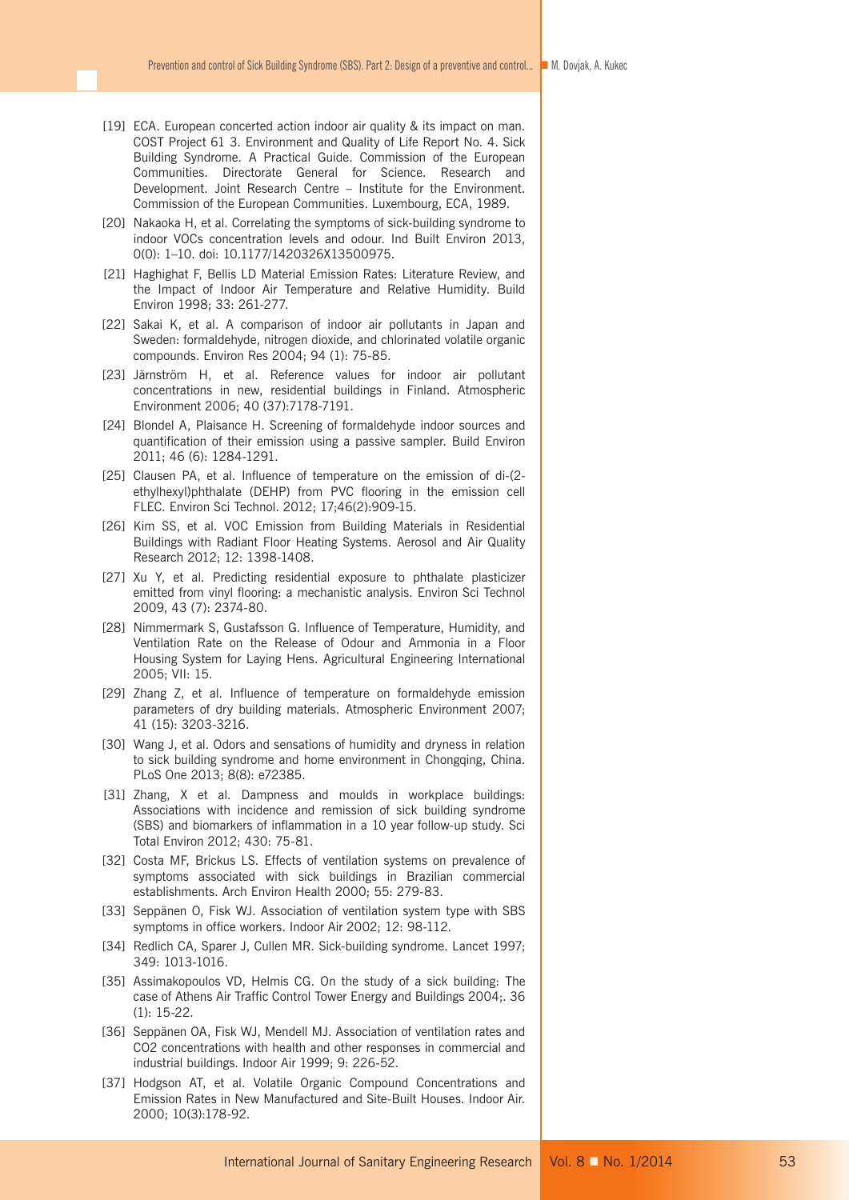[19] ECA. European concerted action indoor air quality & its impact on man. COST Project 61 3. Environment and Quality of Life Report No. 4. Sick Building Syndrome. A Practical Guide. Commission of the European Communities. Directorate General for Science. Research and Development. Joint Research Centre – Institute for the Environment. Commission of the European Communities. Luxembourg, ECA, 1989.

[20] Nakaoka H, et al. Correlating the symptoms of sick-building syndrome to indoor VOCs concentration levels and odour. Ind Built Environ 2013, 0(0): 1–10. doi: 10.1177/1420326X13500975.

[21] Haghighat F, Bellis LD Material Emission Rates: Literature Review, and the Impact of Indoor Air Temperature and Relative Humidity. Build Environ 1998; 33: 261-277.

[22] Sakai K, et al. A comparison of indoor air pollutants in Japan and Sweden: formaldehyde, nitrogen dioxide, and chlorinated volatile organic compounds. Environ Res 2004; 94 (1): 75-85.

[23] Järnström H, et al. Reference values for indoor air pollutant concentrations in new, residential buildings in Finland. Atmospheric Environment 2006; 40 (37):7178-7191.

[24] Blondel A, Plaisance H. Screening of formaldehyde indoor sources and quantification of their emission using a passive sampler. Build Environ 2011; 46 (6): 1284-1291.

[25] Clausen PA, et al. Influence of temperature on the emission of di-(2-ethylhexyl)phthalate (DEHP) from PVC flooring in the emission cell FLEC. Environ Sci Technol. 2012; 17;46(2):909-15.

[26] Kim SS, et al. VOC Emission from Building Materials in Residential Buildings with Radiant Floor Heating Systems. Aerosol and Air Quality Research 2012; 12: 1398-1408.

[27] Xu Y, et al. Predicting residential exposure to phthalate plasticizer emitted from vinyl flooring: a mechanistic analysis. Environ Sci Technol 2009, 43 (7): 2374-80.

[28] Nimmermark S, Gustafsson G. Influence of Temperature, Humidity, and Ventilation Rate on the Release of Odour and Ammonia in a Floor Housing System for Laying Hens. Agricultural Engineering International 2005; VII: 15.

[29] Zhang Z, et al. Influence of temperature on formaldehyde emission parameters of dry building materials. Atmospheric Environment 2007; 41 (15): 3203-3216.

[30] Wang J, et al. Odors and sensations of humidity and dryness in relation to sick building syndrome and home environment in Chongqing, China. PLoS One 2013; 8(8): e72385.

[31] Zhang, X et al. Dampness and moulds in workplace buildings: Associations with incidence and remission of sick building syndrome (SBS) and biomarkers of inflammation in a 10 year follow-up study. Sci Total Environ 2012; 430: 75-81.

[32] Costa MF, Brickus LS. Effects of ventilation systems on prevalence of symptoms associated with sick buildings in Brazilian commercial establishments. Arch Environ Health 2000; 55: 279-83.

[33] Seppänen O, Fisk WJ. Association of ventilation system type with SBS symptoms in office workers. Indoor Air 2002; 12: 98-112.

[34] Redlich CA, Sparer J, Cullen MR. Sick-building syndrome. Lancet 1997; 349: 1013-1016.

[35] Assimakopoulos VD, Helmis CG. On the study of a sick building: The case of Athens Air Traffic Control Tower Energy and Buildings 2004;. 36 (1): 15-22.

[36] Seppänen OA, Fisk WJ, Mendell MJ. Association of ventilation rates and CO2 concentrations with health and other responses in commercial and industrial buildings. Indoor Air 1999; 9: 226-52.

[37] Hodgson AT, et al. Volatile Organic Compound Concentrations and Emission Rates in New Manufactured and Site-Built Houses. Indoor Air. 2000; 10(3):178-92.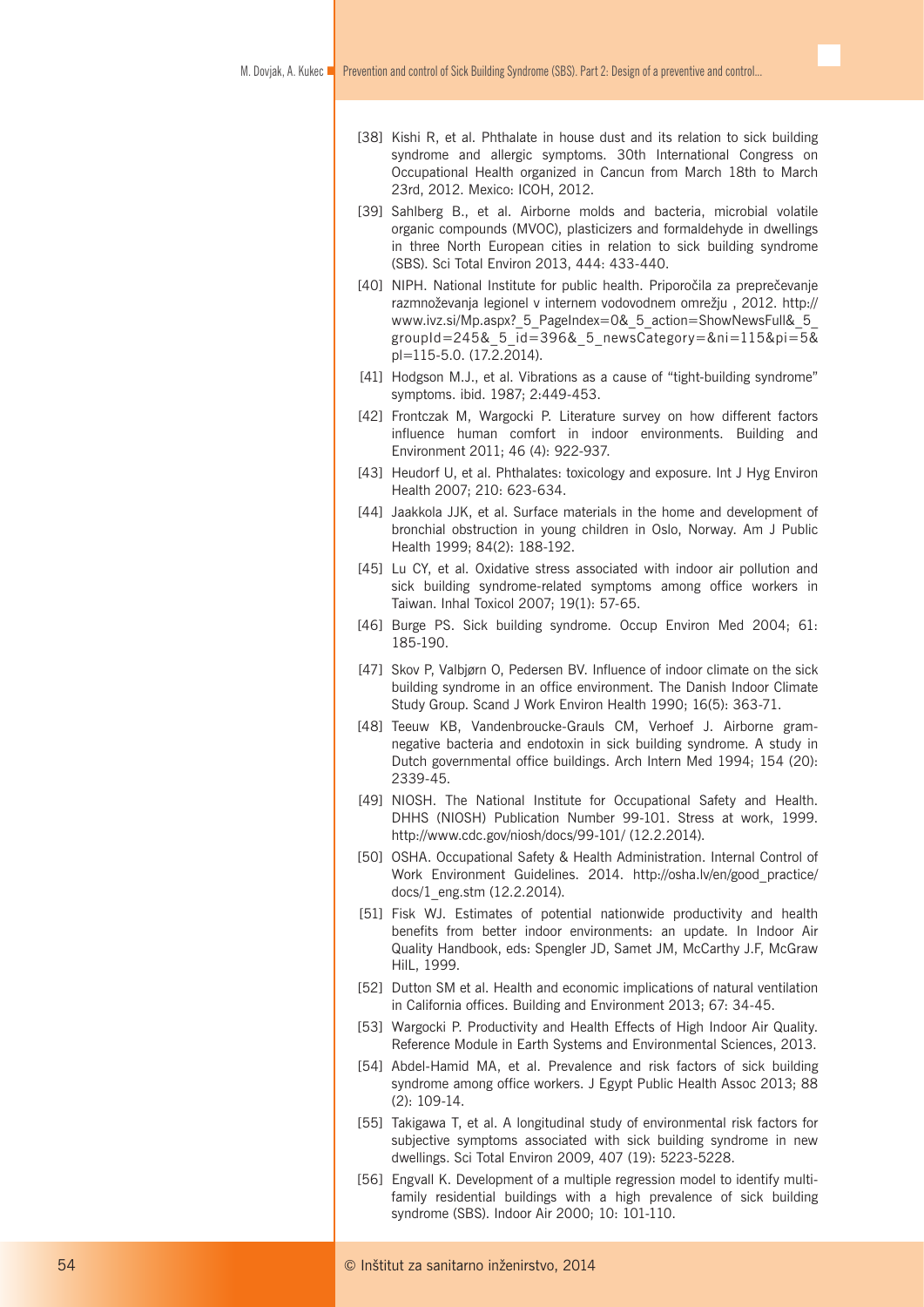[38] Kishi R, et al. Phthalate in house dust and its relation to sick building syndrome and allergic symptoms. 30th International Congress on Occupational Health organized in Cancun from March 18th to March 23rd, 2012. Mexico: ICOH, 2012.

[39] Sahlberg B., et al. Airborne molds and bacteria, microbial volatile organic compounds (MVOC), plasticizers and formaldehyde in dwellings in three North European cities in relation to sick building syndrome (SBS). Sci Total Environ 2013, 444: 433-440.

[40] NIPH. National Institute for public health. Priporočila za preprečevanje razmnoževanja legionel v internem vodovodnem omrežju , 2012. http://www.ivz.si/Mp.aspx?_5_PageIndex=0&_5_action=ShowNewsFull&_5_groupId=245&_5_id=396&_5_newsCategory=&ni=115&pi=5&pl=115-5.0. (17.2.2014).

[41] Hodgson M.J., et al. Vibrations as a cause of "tight-building syndrome" symptoms. ibid. 1987; 2:449-453.

[42] Frontczak M, Wargocki P. Literature survey on how different factors influence human comfort in indoor environments. Building and Environment 2011; 46 (4): 922-937.

[43] Heudorf U, et al. Phthalates: toxicology and exposure. Int J Hyg Environ Health 2007; 210: 623-634.

[44] Jaakkola JJK, et al. Surface materials in the home and development of bronchial obstruction in young children in Oslo, Norway. Am J Public Health 1999; 84(2): 188-192.

[45] Lu CY, et al. Oxidative stress associated with indoor air pollution and sick building syndrome-related symptoms among office workers in Taiwan. Inhal Toxicol 2007; 19(1): 57-65.

[46] Burge PS. Sick building syndrome. Occup Environ Med 2004; 61: 185-190.

[47] Skov P, Valbjørn O, Pedersen BV. Influence of indoor climate on the sick building syndrome in an office environment. The Danish Indoor Climate Study Group. Scand J Work Environ Health 1990; 16(5): 363-71.

[48] Teeuw KB, Vandenbroucke-Grauls CM, Verhoef J. Airborne gram-negative bacteria and endotoxin in sick building syndrome. A study in Dutch governmental office buildings. Arch Intern Med 1994; 154 (20): 2339-45.

[49] NIOSH. The National Institute for Occupational Safety and Health. DHHS (NIOSH) Publication Number 99-101. Stress at work, 1999. http://www.cdc.gov/niosh/docs/99-101/ (12.2.2014).

[50] OSHA. Occupational Safety & Health Administration. Internal Control of Work Environment Guidelines. 2014. http://osha.lv/en/good_practice/docs/1_eng.stm (12.2.2014).

[51] Fisk WJ. Estimates of potential nationwide productivity and health benefits from better indoor environments: an update. In Indoor Air Quality Handbook, eds: Spengler JD, Samet JM, McCarthy J.F, McGraw HilL, 1999.

[52] Dutton SM et al. Health and economic implications of natural ventilation in California offices. Building and Environment 2013; 67: 34-45.

[53] Wargocki P. Productivity and Health Effects of High Indoor Air Quality. Reference Module in Earth Systems and Environmental Sciences, 2013.

[54] Abdel-Hamid MA, et al. Prevalence and risk factors of sick building syndrome among office workers. J Egypt Public Health Assoc 2013; 88 (2): 109-14.

[55] Takigawa T, et al. A longitudinal study of environmental risk factors for subjective symptoms associated with sick building syndrome in new dwellings. Sci Total Environ 2009, 407 (19): 5223-5228.

[56] Engvall K. Development of a multiple regression model to identify multi-family residential buildings with a high prevalence of sick building syndrome (SBS). Indoor Air 2000; 10: 101-110.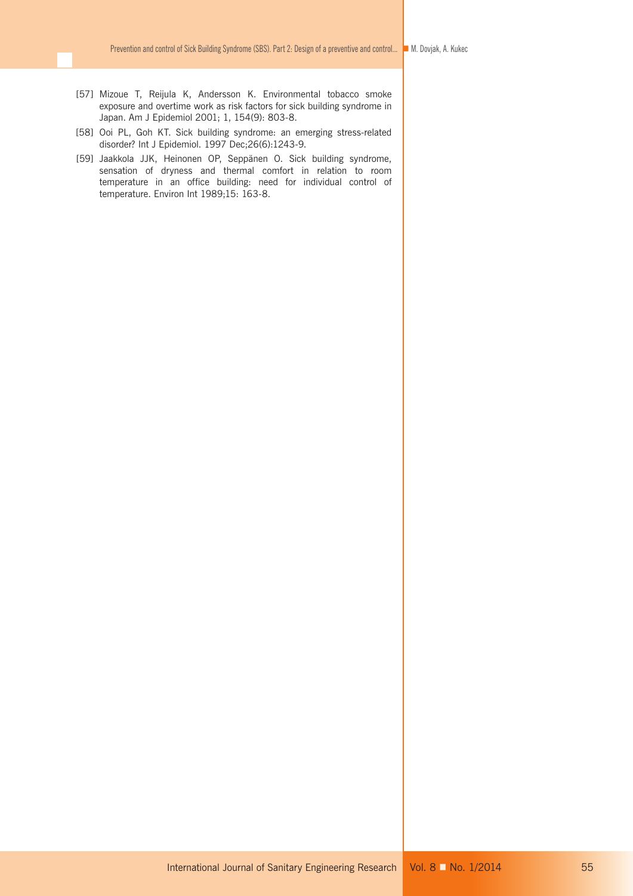[57] Mizoue T, Reijula K, Andersson K. Environmental tobacco smoke exposure and overtime work as risk factors for sick building syndrome in Japan. Am J Epidemiol 2001; 1, 154(9): 803-8.

[58] Ooi PL, Goh KT. Sick building syndrome: an emerging stress-related disorder? Int J Epidemiol. 1997 Dec;26(6):1243-9.

[59] Jaakkola JJK, Heinonen OP, Seppänen O. Sick building syndrome, sensation of dryness and thermal comfort in relation to room temperature in an office building: need for individual control of temperature. Environ Int 1989;15: 163-8.